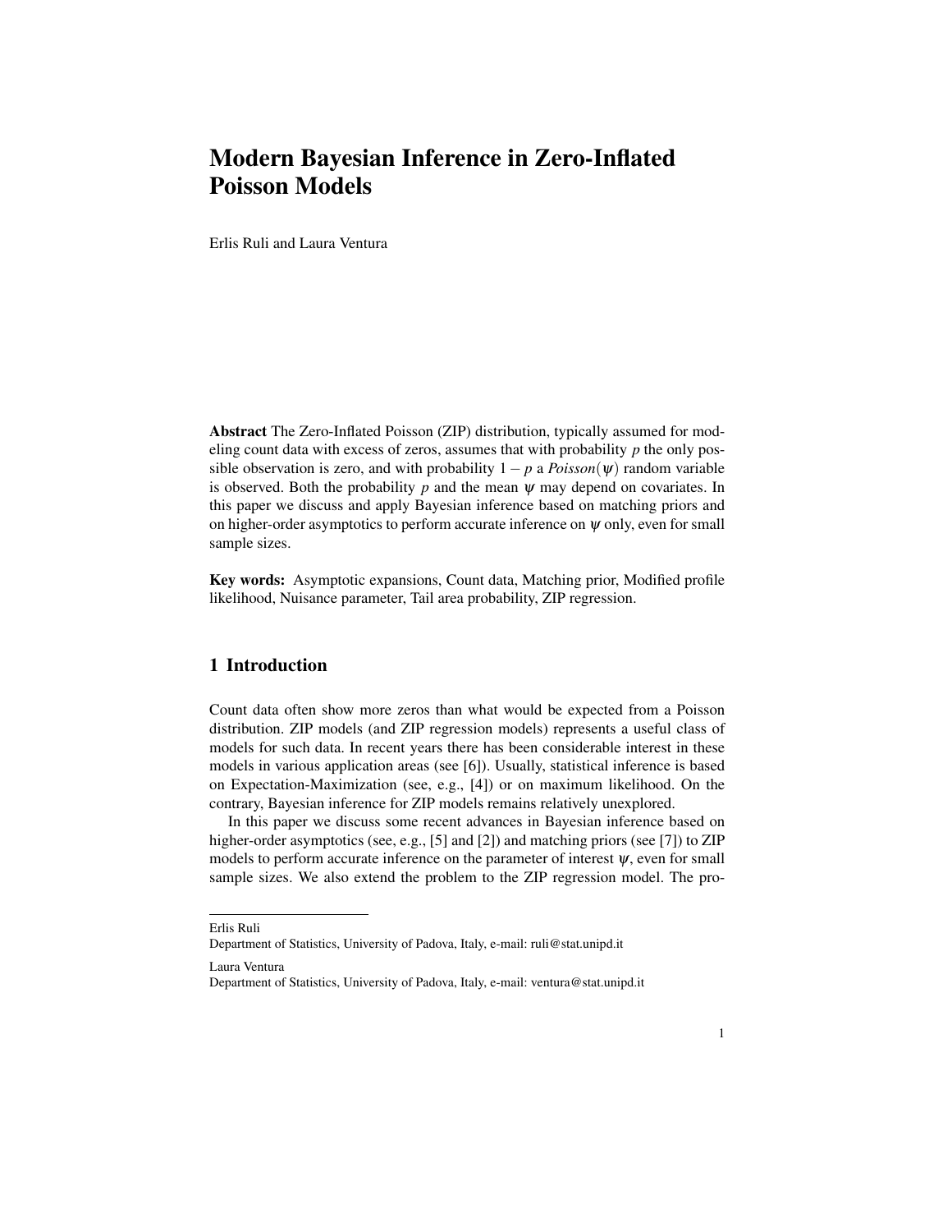# Modern Bayesian Inference in Zero-Inflated Poisson Models

Erlis Ruli and Laura Ventura

**Abstract** The Zero-Inflated Poisson (ZIP) distribution, typically assumed for modeling count data with excess of zeros, assumes that with probability $p$ the only possible observation is zero, and with probability $1-p$ a $Poisson(\psi)$ random variable is observed. Both the probability $p$ and the mean $\psi$ may depend on covariates. In this paper we discuss and apply Bayesian inference based on matching priors and on higher-order asymptotics to perform accurate inference on $\psi$ only, even for small sample sizes.

**Key words:** Asymptotic expansions, Count data, Matching prior, Modified profile likelihood, Nuisance parameter, Tail area probability, ZIP regression.

## 1 Introduction

Count data often show more zeros than what would be expected from a Poisson distribution. ZIP models (and ZIP regression models) represents a useful class of models for such data. In recent years there has been considerable interest in these models in various application areas (see [6]). Usually, statistical inference is based on Expectation-Maximization (see, e.g., [4]) or on maximum likelihood. On the contrary, Bayesian inference for ZIP models remains relatively unexplored.

In this paper we discuss some recent advances in Bayesian inference based on higher-order asymptotics (see, e.g., [5] and [2]) and matching priors (see [7]) to ZIP models to perform accurate inference on the parameter of interest $\psi$, even for small sample sizes. We also extend the problem to the ZIP regression model. The pro-

Erlis Ruli
Department of Statistics, University of Padova, Italy, e-mail: ruli@stat.unipd.it

Laura Ventura
Department of Statistics, University of Padova, Italy, e-mail: ventura@stat.unipd.it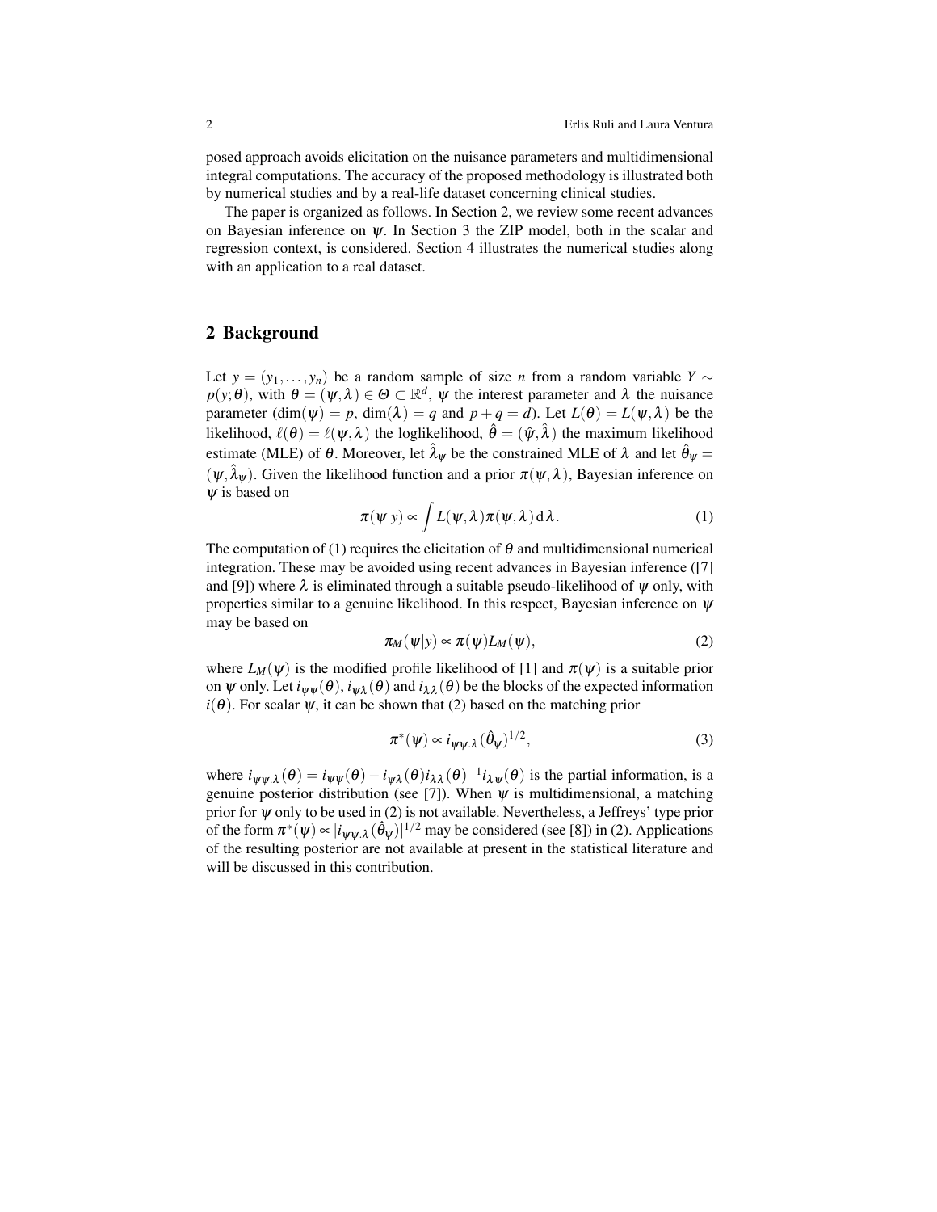posed approach avoids elicitation on the nuisance parameters and multidimensional integral computations. The accuracy of the proposed methodology is illustrated both by numerical studies and by a real-life dataset concerning clinical studies.

The paper is organized as follows. In Section 2, we review some recent advances on Bayesian inference on $\psi$. In Section 3 the ZIP model, both in the scalar and regression context, is considered. Section 4 illustrates the numerical studies along with an application to a real dataset.

## 2 Background

Let $y = (y_1, \ldots, y_n)$ be a random sample of size $n$ from a random variable $Y \sim p(y;\theta)$, with $\theta = (\psi, \lambda) \in \Theta \subset \mathbb{R}^d$, $\psi$ the interest parameter and $\lambda$ the nuisance parameter ($\dim(\psi) = p$, $\dim(\lambda) = q$ and $p + q = d$). Let $L(\theta) = L(\psi, \lambda)$ be the likelihood, $\ell(\theta) = \ell(\psi, \lambda)$ the loglikelihood, $\hat{\theta} = (\hat{\psi}, \hat{\lambda})$ the maximum likelihood estimate (MLE) of $\theta$. Moreover, let $\hat{\lambda}_\psi$ be the constrained MLE of $\lambda$ and let $\hat{\theta}_\psi = (\psi, \hat{\lambda}_\psi)$. Given the likelihood function and a prior $\pi(\psi, \lambda)$, Bayesian inference on $\psi$ is based on

$$\pi(\psi|y) \propto \int L(\psi, \lambda)\pi(\psi, \lambda)\,\mathrm{d}\lambda. \tag{1}$$

The computation of (1) requires the elicitation of $\theta$ and multidimensional numerical integration. These may be avoided using recent advances in Bayesian inference ([7] and [9]) where $\lambda$ is eliminated through a suitable pseudo-likelihood of $\psi$ only, with properties similar to a genuine likelihood. In this respect, Bayesian inference on $\psi$ may be based on

$$\pi_M(\psi|y) \propto \pi(\psi)L_M(\psi), \tag{2}$$

where $L_M(\psi)$ is the modified profile likelihood of [1] and $\pi(\psi)$ is a suitable prior on $\psi$ only. Let $i_{\psi\psi}(\theta)$, $i_{\psi\lambda}(\theta)$ and $i_{\lambda\lambda}(\theta)$ be the blocks of the expected information $i(\theta)$. For scalar $\psi$, it can be shown that (2) based on the matching prior

$$\pi^*(\psi) \propto i_{\psi\psi.\lambda}(\hat{\theta}_\psi)^{1/2}, \tag{3}$$

where $i_{\psi\psi.\lambda}(\theta) = i_{\psi\psi}(\theta) - i_{\psi\lambda}(\theta)i_{\lambda\lambda}(\theta)^{-1}i_{\lambda\psi}(\theta)$ is the partial information, is a genuine posterior distribution (see [7]). When $\psi$ is multidimensional, a matching prior for $\psi$ only to be used in (2) is not available. Nevertheless, a Jeffreys' type prior of the form $\pi^*(\psi) \propto |i_{\psi\psi.\lambda}(\hat{\theta}_\psi)|^{1/2}$ may be considered (see [8]) in (2). Applications of the resulting posterior are not available at present in the statistical literature and will be discussed in this contribution.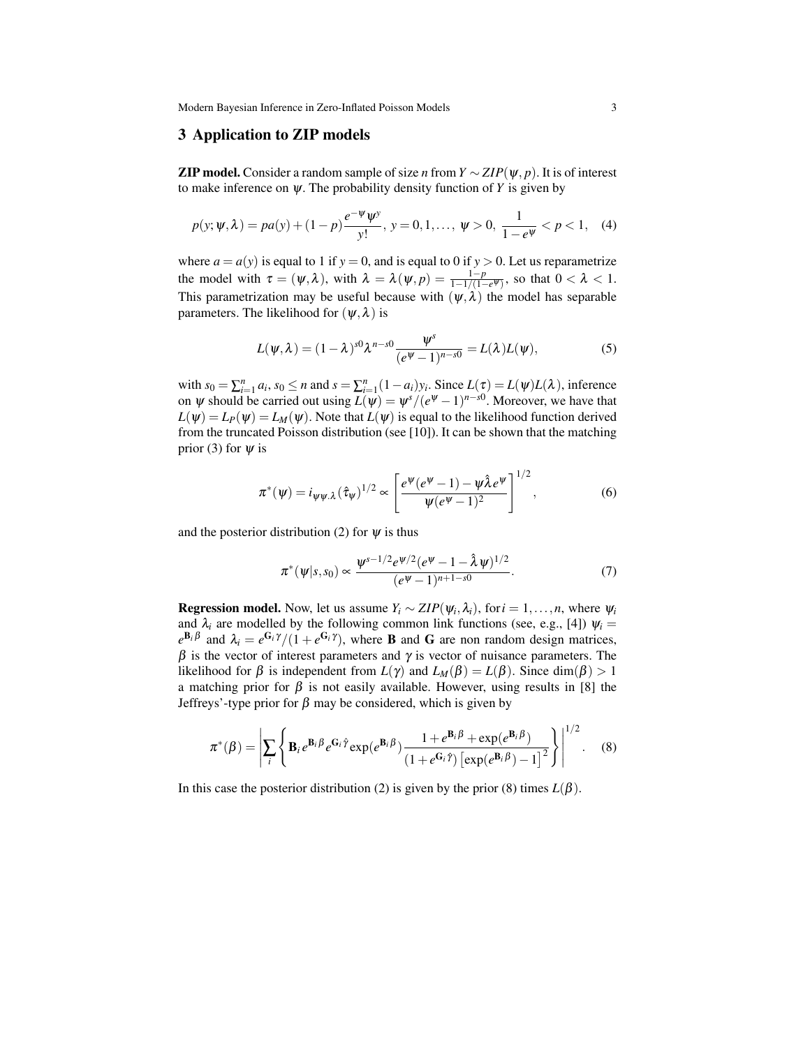## 3 Application to ZIP models

**ZIP model.** Consider a random sample of size $n$ from $Y \sim ZIP(\psi, p)$. It is of interest to make inference on $\psi$. The probability density function of $Y$ is given by

$$p(y;\psi,\lambda) = pa(y) + (1-p)\frac{e^{-\psi}\psi^y}{y!},\; y = 0,1,\ldots,\; \psi > 0,\; \frac{1}{1-e^{\psi}} < p < 1, \quad (4)$$

where $a = a(y)$ is equal to 1 if $y = 0$, and is equal to 0 if $y > 0$. Let us reparametrize the model with $\tau = (\psi, \lambda)$, with $\lambda = \lambda(\psi, p) = \frac{1-p}{1-1/(1-e^{\psi})}$, so that $0 < \lambda < 1$. This parametrization may be useful because with $(\psi, \lambda)$ the model has separable parameters. The likelihood for $(\psi, \lambda)$ is

$$L(\psi,\lambda) = (1-\lambda)^{s0}\lambda^{n-s0}\frac{\psi^s}{(e^{\psi}-1)^{n-s0}} = L(\lambda)L(\psi), \quad (5)$$

with $s_0 = \sum_{i=1}^n a_i$, $s_0 \leq n$ and $s = \sum_{i=1}^n (1-a_i)y_i$. Since $L(\tau) = L(\psi)L(\lambda)$, inference on $\psi$ should be carried out using $L(\psi) = \psi^s/(e^{\psi}-1)^{n-s0}$. Moreover, we have that $L(\psi) = L_P(\psi) = L_M(\psi)$. Note that $L(\psi)$ is equal to the likelihood function derived from the truncated Poisson distribution (see [10]). It can be shown that the matching prior (3) for $\psi$ is

$$\pi^*(\psi) = i_{\psi\psi.\lambda}(\hat{\tau}_{\psi})^{1/2} \propto \left[\frac{e^{\psi}(e^{\psi}-1) - \psi\hat{\lambda}e^{\psi}}{\psi(e^{\psi}-1)^2}\right]^{1/2}, \quad (6)$$

and the posterior distribution (2) for $\psi$ is thus

$$\pi^*(\psi|s,s_0) \propto \frac{\psi^{s-1/2}e^{\psi/2}(e^{\psi}-1-\hat{\lambda}\psi)^{1/2}}{(e^{\psi}-1)^{n+1-s0}}. \quad (7)$$

**Regression model.** Now, let us assume $Y_i \sim ZIP(\psi_i, \lambda_i)$, for $i = 1,\ldots,n$, where $\psi_i$ and $\lambda_i$ are modelled by the following common link functions (see, e.g., [4]) $\psi_i = e^{\mathbf{B}_i\beta}$ and $\lambda_i = e^{\mathbf{G}_i\gamma}/(1+e^{\mathbf{G}_i\gamma})$, where $\mathbf{B}$ and $\mathbf{G}$ are non random design matrices, $\beta$ is the vector of interest parameters and $\gamma$ is vector of nuisance parameters. The likelihood for $\beta$ is independent from $L(\gamma)$ and $L_M(\beta) = L(\beta)$. Since $\dim(\beta) > 1$ a matching prior for $\beta$ is not easily available. However, using results in [8] the Jeffreys'-type prior for $\beta$ may be considered, which is given by

$$\pi^*(\beta) = \left|\sum_i \left\{\mathbf{B}_i e^{\mathbf{B}_i\beta}e^{\mathbf{G}_i\hat{\gamma}}\exp(e^{\mathbf{B}_i\beta})\frac{1+e^{\mathbf{B}_i\beta}+\exp(e^{\mathbf{B}_i\beta})}{(1+e^{\mathbf{G}_i\hat{\gamma}})\left[\exp(e^{\mathbf{B}_i\beta})-1\right]^2}\right\}\right|^{1/2}. \quad (8)$$

In this case the posterior distribution (2) is given by the prior (8) times $L(\beta)$.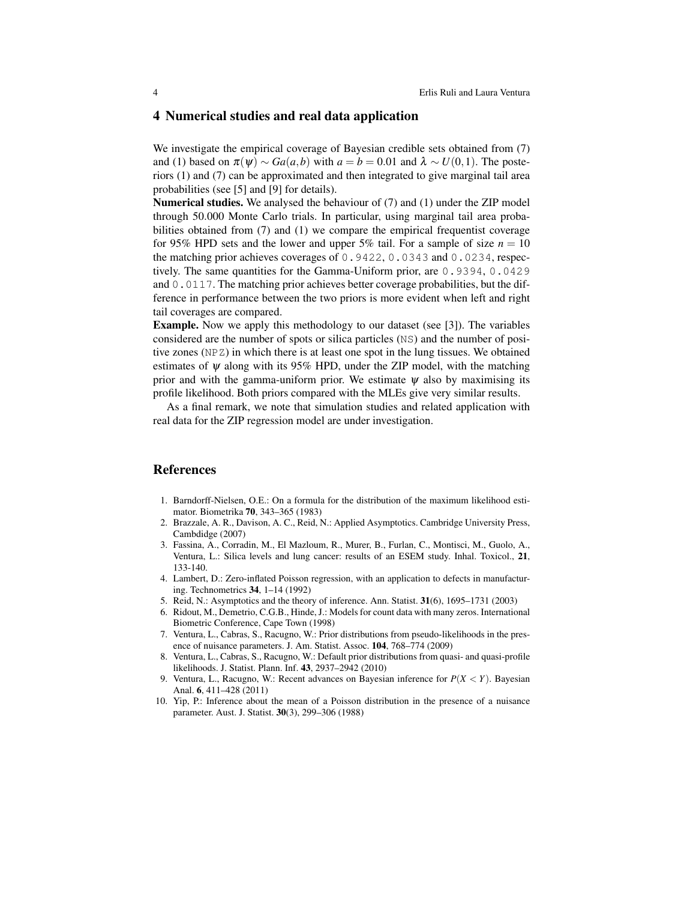## 4 Numerical studies and real data application

We investigate the empirical coverage of Bayesian credible sets obtained from (7) and (1) based on $\pi(\psi) \sim Ga(a,b)$ with $a = b = 0.01$ and $\lambda \sim U(0,1)$. The posteriors (1) and (7) can be approximated and then integrated to give marginal tail area probabilities (see [5] and [9] for details).

**Numerical studies.** We analysed the behaviour of (7) and (1) under the ZIP model through 50.000 Monte Carlo trials. In particular, using marginal tail area probabilities obtained from (7) and (1) we compare the empirical frequentist coverage for 95% HPD sets and the lower and upper 5% tail. For a sample of size $n = 10$ the matching prior achieves coverages of `0.9422`, `0.0343` and `0.0234`, respectively. The same quantities for the Gamma-Uniform prior, are `0.9394`, `0.0429` and `0.0117`. The matching prior achieves better coverage probabilities, but the difference in performance between the two priors is more evident when left and right tail coverages are compared.

**Example.** Now we apply this methodology to our dataset (see [3]). The variables considered are the number of spots or silica particles (`NS`) and the number of positive zones (`NPZ`) in which there is at least one spot in the lung tissues. We obtained estimates of $\psi$ along with its 95% HPD, under the ZIP model, with the matching prior and with the gamma-uniform prior. We estimate $\psi$ also by maximising its profile likelihood. Both priors compared with the MLEs give very similar results.

As a final remark, we note that simulation studies and related application with real data for the ZIP regression model are under investigation.

## References

1. Barndorff-Nielsen, O.E.: On a formula for the distribution of the maximum likelihood estimator. Biometrika **70**, 343–365 (1983)
2. Brazzale, A. R., Davison, A. C., Reid, N.: Applied Asymptotics. Cambridge University Press, Cambdidge (2007)
3. Fassina, A., Corradin, M., El Mazloum, R., Murer, B., Furlan, C., Montisci, M., Guolo, A., Ventura, L.: Silica levels and lung cancer: results of an ESEM study. Inhal. Toxicol., **21**, 133-140.
4. Lambert, D.: Zero-inflated Poisson regression, with an application to defects in manufacturing. Technometrics **34**, 1–14 (1992)
5. Reid, N.: Asymptotics and the theory of inference. Ann. Statist. **31**(6), 1695–1731 (2003)
6. Ridout, M., Demetrio, C.G.B., Hinde, J.: Models for count data with many zeros. International Biometric Conference, Cape Town (1998)
7. Ventura, L., Cabras, S., Racugno, W.: Prior distributions from pseudo-likelihoods in the presence of nuisance parameters. J. Am. Statist. Assoc. **104**, 768–774 (2009)
8. Ventura, L., Cabras, S., Racugno, W.: Default prior distributions from quasi- and quasi-profile likelihoods. J. Statist. Plann. Inf. **43**, 2937–2942 (2010)
9. Ventura, L., Racugno, W.: Recent advances on Bayesian inference for $P(X < Y)$. Bayesian Anal. **6**, 411–428 (2011)
10. Yip, P.: Inference about the mean of a Poisson distribution in the presence of a nuisance parameter. Aust. J. Statist. **30**(3), 299–306 (1988)